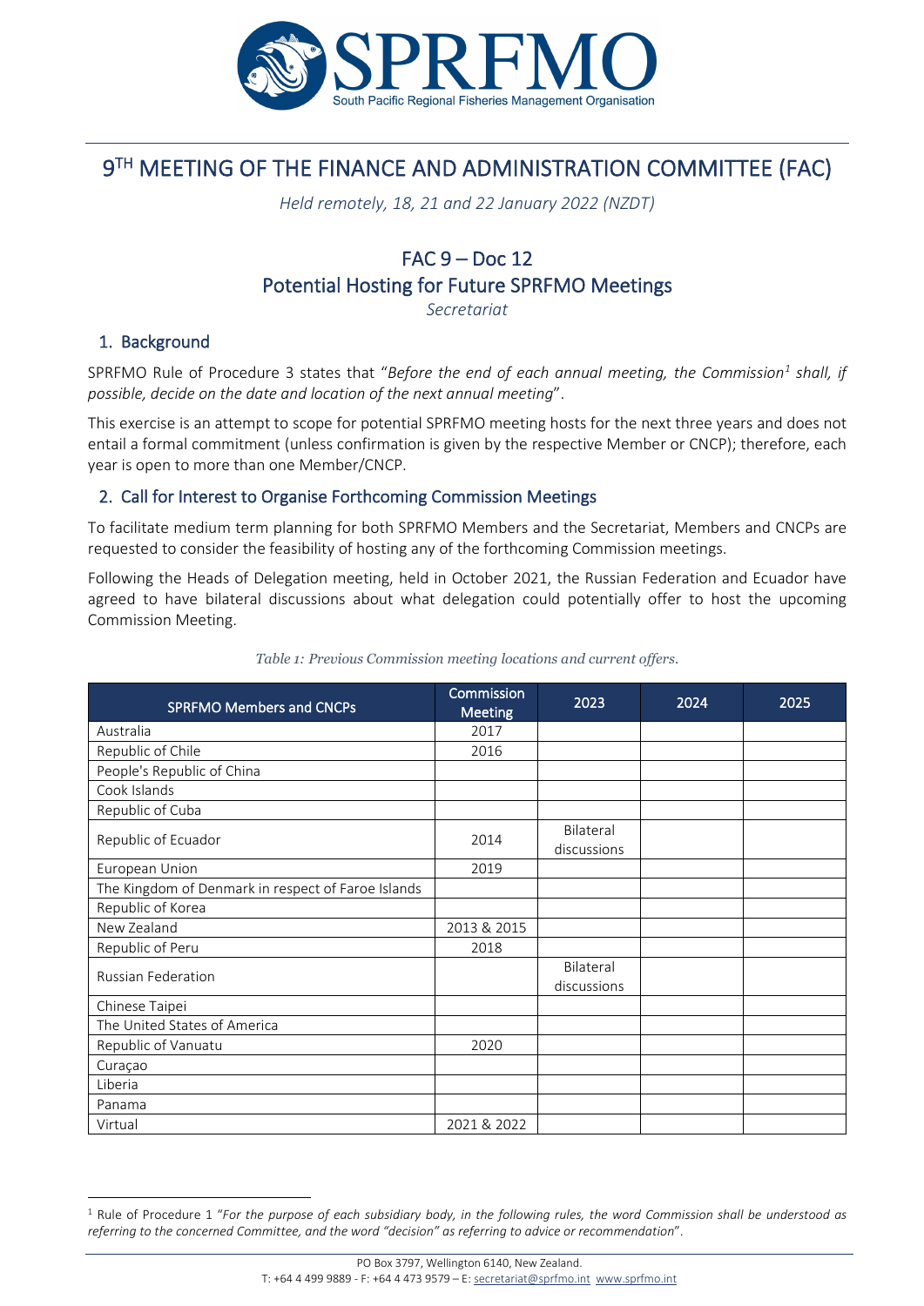# 9TH MEETING OF THE FINANCE AND ADMINISTRATION COMMITTEE (FAC)

*Held remotely, 18, 21 and 22 January 2022 (NZDT)*

## FAC 9 – Doc 12
## Potential Hosting for Future SPRFMO Meetings

*Secretariat*

### 1. Background

SPRFMO Rule of Procedure 3 states that "*Before the end of each annual meeting, the Commission[1] shall, if possible, decide on the date and location of the next annual meeting*".

This exercise is an attempt to scope for potential SPRFMO meeting hosts for the next three years and does not entail a formal commitment (unless confirmation is given by the respective Member or CNCP); therefore, each year is open to more than one Member/CNCP.

### 2. Call for Interest to Organise Forthcoming Commission Meetings

To facilitate medium term planning for both SPRFMO Members and the Secretariat, Members and CNCPs are requested to consider the feasibility of hosting any of the forthcoming Commission meetings.

Following the Heads of Delegation meeting, held in October 2021, the Russian Federation and Ecuador have agreed to have bilateral discussions about what delegation could potentially offer to host the upcoming Commission Meeting.

*Table 1: Previous Commission meeting locations and current offers.*

| SPRFMO Members and CNCPs | Commission Meeting | 2023 | 2024 | 2025 |
|---|---|---|---|---|
| Australia | 2017 | | | |
| Republic of Chile | 2016 | | | |
| People's Republic of China | | | | |
| Cook Islands | | | | |
| Republic of Cuba | | | | |
| Republic of Ecuador | 2014 | Bilateral discussions | | |
| European Union | 2019 | | | |
| The Kingdom of Denmark in respect of Faroe Islands | | | | |
| Republic of Korea | | | | |
| New Zealand | 2013 & 2015 | | | |
| Republic of Peru | 2018 | | | |
| Russian Federation | | Bilateral discussions | | |
| Chinese Taipei | | | | |
| The United States of America | | | | |
| Republic of Vanuatu | 2020 | | | |
| Curaçao | | | | |
| Liberia | | | | |
| Panama | | | | |
| Virtual | 2021 & 2022 | | | |

[1] Rule of Procedure 1 "*For the purpose of each subsidiary body, in the following rules, the word Commission shall be understood as referring to the concerned Committee, and the word "decision" as referring to advice or recommendation*".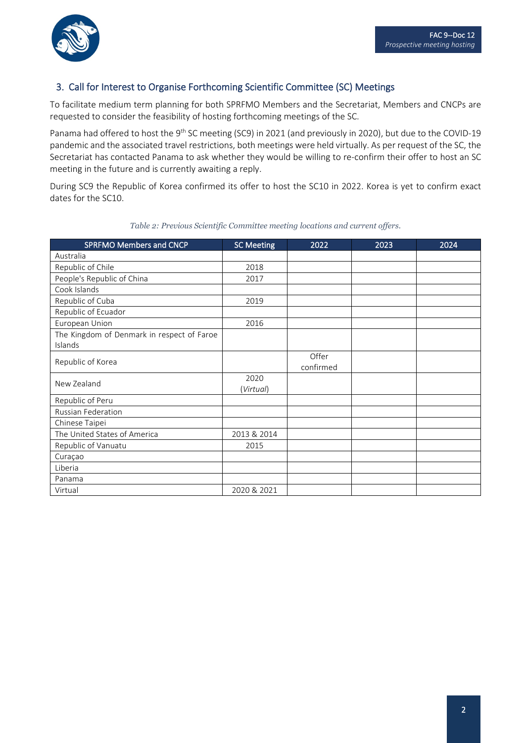## 3. Call for Interest to Organise Forthcoming Scientific Committee (SC) Meetings

To facilitate medium term planning for both SPRFMO Members and the Secretariat, Members and CNCPs are requested to consider the feasibility of hosting forthcoming meetings of the SC.

Panama had offered to host the 9th SC meeting (SC9) in 2021 (and previously in 2020), but due to the COVID-19 pandemic and the associated travel restrictions, both meetings were held virtually. As per request of the SC, the Secretariat has contacted Panama to ask whether they would be willing to re-confirm their offer to host an SC meeting in the future and is currently awaiting a reply.

During SC9 the Republic of Korea confirmed its offer to host the SC10 in 2022. Korea is yet to confirm exact dates for the SC10.

*Table 2: Previous Scientific Committee meeting locations and current offers.*

| SPRFMO Members and CNCP | SC Meeting | 2022 | 2023 | 2024 |
|---|---|---|---|---|
| Australia | | | | |
| Republic of Chile | 2018 | | | |
| People's Republic of China | 2017 | | | |
| Cook Islands | | | | |
| Republic of Cuba | 2019 | | | |
| Republic of Ecuador | | | | |
| European Union | 2016 | | | |
| The Kingdom of Denmark in respect of Faroe Islands | | | | |
| Republic of Korea | | Offer confirmed | | |
| New Zealand | 2020 (*Virtual*) | | | |
| Republic of Peru | | | | |
| Russian Federation | | | | |
| Chinese Taipei | | | | |
| The United States of America | 2013 & 2014 | | | |
| Republic of Vanuatu | 2015 | | | |
| Curaçao | | | | |
| Liberia | | | | |
| Panama | | | | |
| Virtual | 2020 & 2021 | | | |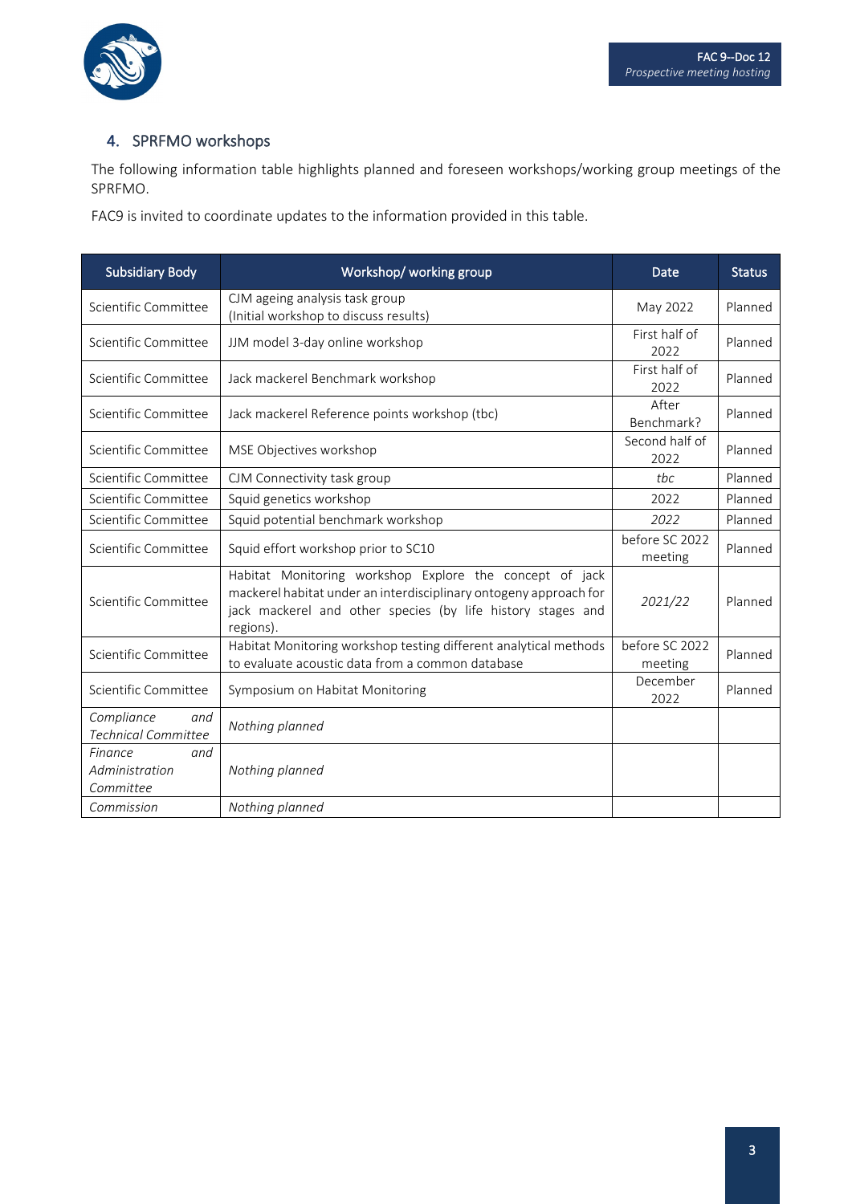## 4. SPRFMO workshops

The following information table highlights planned and foreseen workshops/working group meetings of the SPRFMO.

FAC9 is invited to coordinate updates to the information provided in this table.

| Subsidiary Body | Workshop/ working group | Date | Status |
|---|---|---|---|
| Scientific Committee | CJM ageing analysis task group (Initial workshop to discuss results) | May 2022 | Planned |
| Scientific Committee | JJM model 3-day online workshop | First half of 2022 | Planned |
| Scientific Committee | Jack mackerel Benchmark workshop | First half of 2022 | Planned |
| Scientific Committee | Jack mackerel Reference points workshop (tbc) | After Benchmark? | Planned |
| Scientific Committee | MSE Objectives workshop | Second half of 2022 | Planned |
| Scientific Committee | CJM Connectivity task group | *tbc* | Planned |
| Scientific Committee | Squid genetics workshop | 2022 | Planned |
| Scientific Committee | Squid potential benchmark workshop | *2022* | Planned |
| Scientific Committee | Squid effort workshop prior to SC10 | before SC 2022 meeting | Planned |
| Scientific Committee | Habitat Monitoring workshop Explore the concept of jack mackerel habitat under an interdisciplinary ontogeny approach for jack mackerel and other species (by life history stages and regions). | *2021/22* | Planned |
| Scientific Committee | Habitat Monitoring workshop testing different analytical methods to evaluate acoustic data from a common database | before SC 2022 meeting | Planned |
| Scientific Committee | Symposium on Habitat Monitoring | December 2022 | Planned |
| *Compliance and Technical Committee* | *Nothing planned* | | |
| *Finance and Administration Committee* | *Nothing planned* | | |
| *Commission* | *Nothing planned* | | |